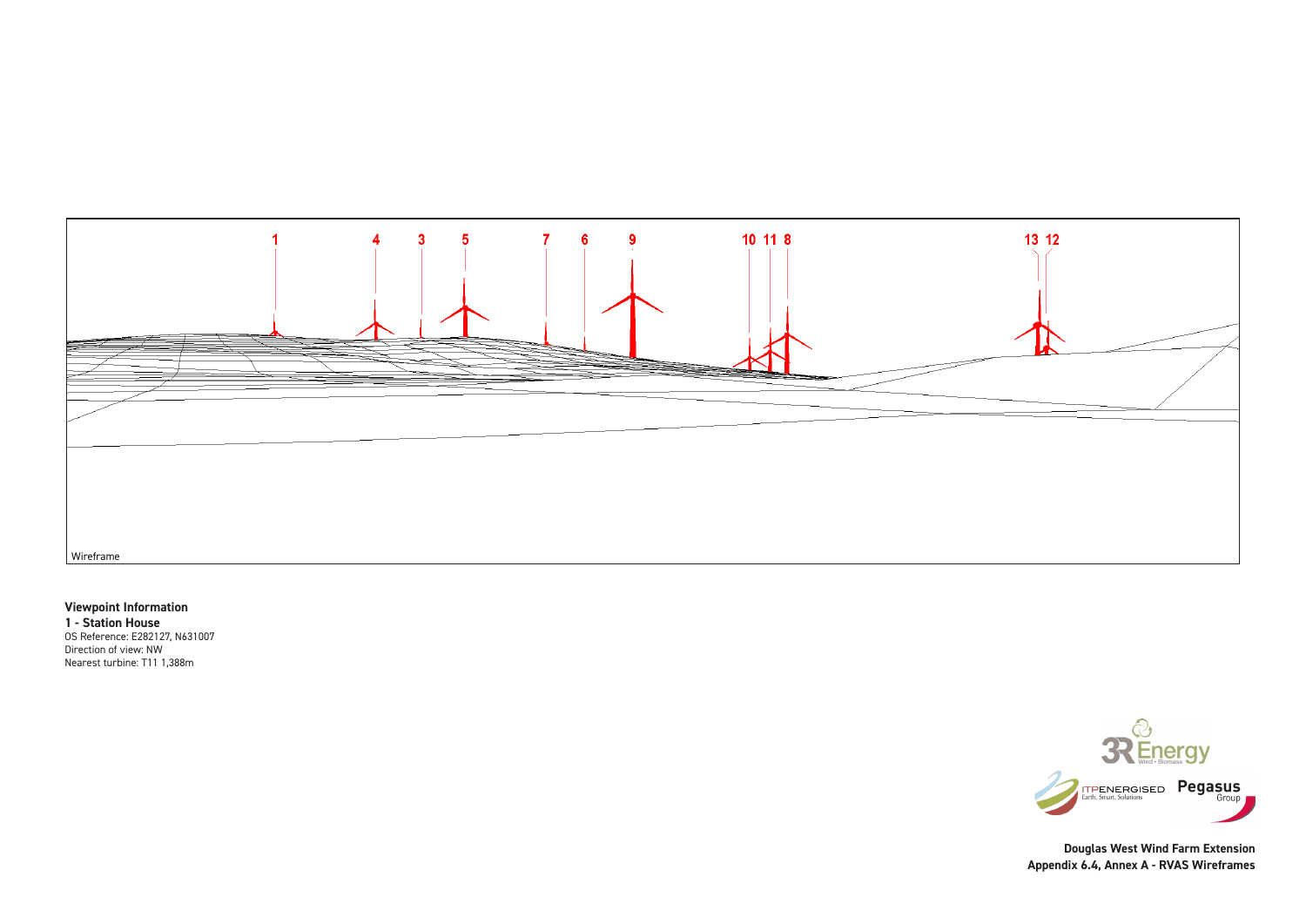1 4 3 5 7 6 9 10 11 8 13 12

Wireframe

**Viewpoint Information**

**1 - Station House**

OS Reference: E282127, N631007

Direction of view: NW

Nearest turbine: T11 1,388m

**Douglas West Wind Farm Extension**

**Appendix 6.4, Annex A - RVAS Wireframes**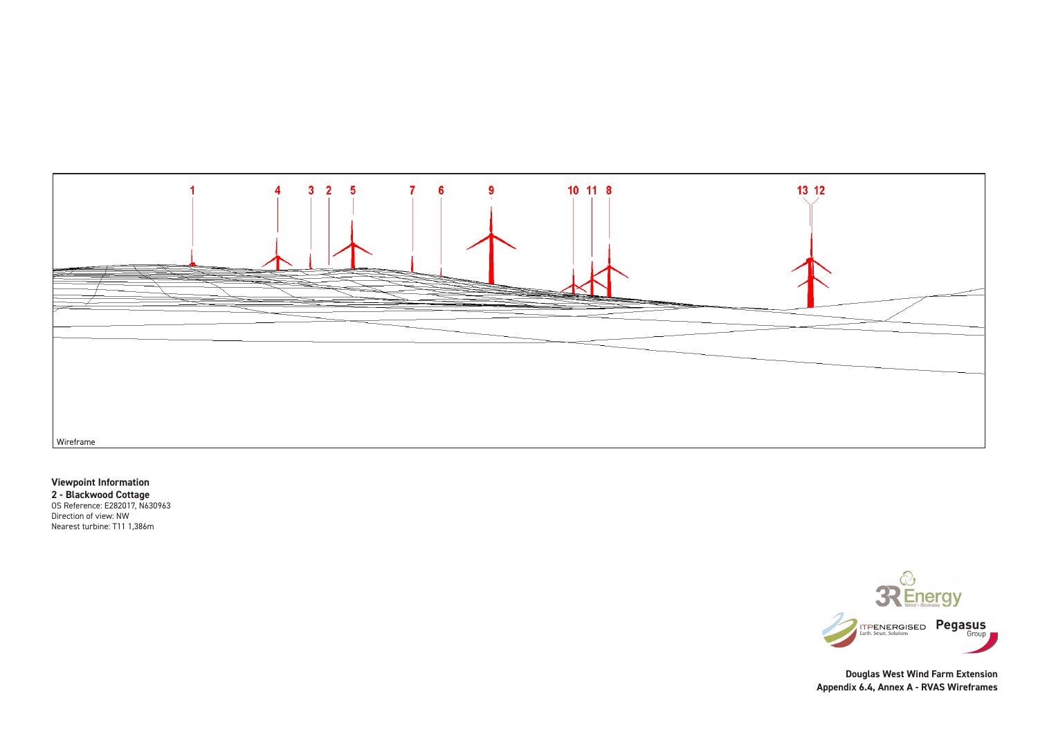1 4 3 2 5 7 6 9 10 11 8 13 12

Wireframe

**Viewpoint Information**
**2 - Blackwood Cottage**
OS Reference: E282017, N630963
Direction of view: NW
Nearest turbine: T11 1,386m

3R Energy Wind • Biomass

ITPENERGISED Earth. Smart. Solutions

Pegasus Group

**Douglas West Wind Farm Extension**
**Appendix 6.4, Annex A - RVAS Wireframes**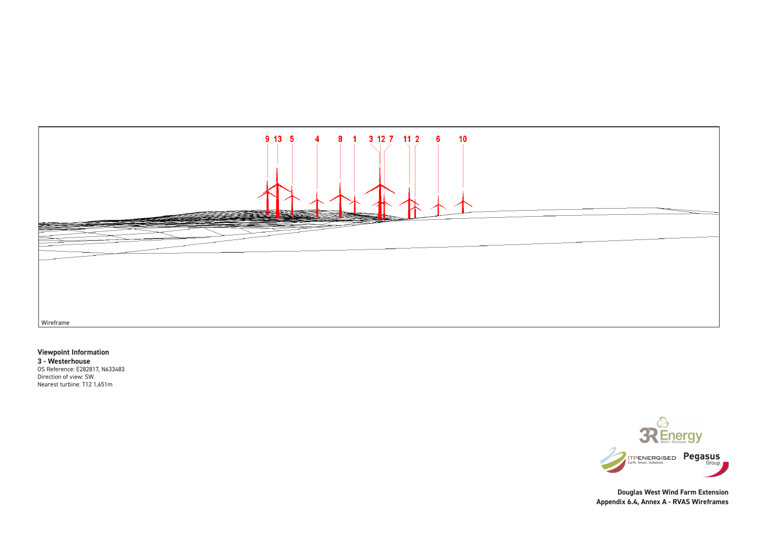9 13 5 4 8 1 3 12 7 11 2 6 10

Wireframe

**Viewpoint Information**

**3 - Westerhouse**

OS Reference: E282817, N633483
Direction of view: SW
Nearest turbine: T12 1,651m

**Douglas West Wind Farm Extension**
**Appendix 6.4, Annex A - RVAS Wireframes**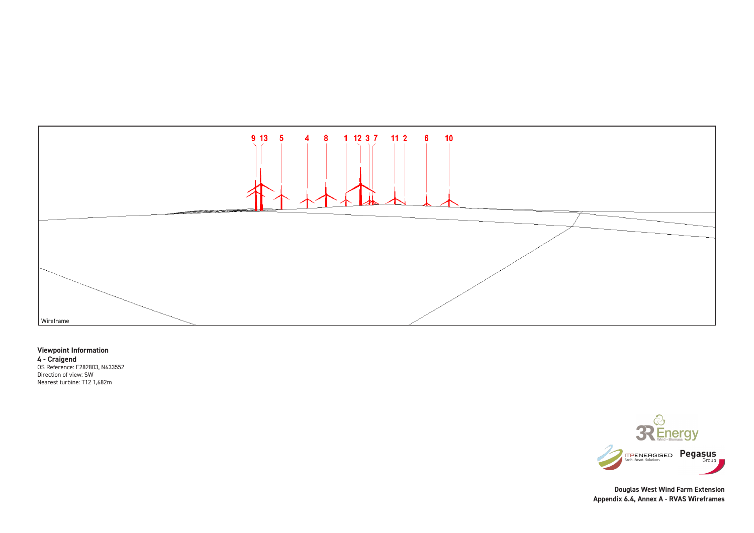9 13 5 4 8 1 12 3 7 11 2 6 10

Wireframe

**Viewpoint Information**
**4 - Craigend**
OS Reference: E282803, N633552
Direction of view: SW
Nearest turbine: T12 1,682m

3R Energy
Wind • Biomass

ITPENERGISED
Earth. Smart. Solutions

Pegasus
Group

**Douglas West Wind Farm Extension**
**Appendix 6.4, Annex A - RVAS Wireframes**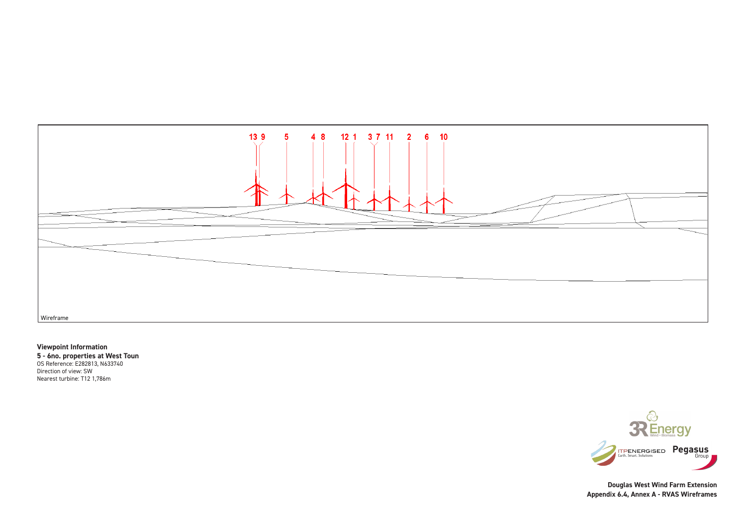13 9 5 4 8 12 1 3 7 11 2 6 10

Wireframe

**Viewpoint Information**

**5 - 6no. properties at West Toun**

OS Reference: E282813, N633740

Direction of view: SW

Nearest turbine: T12 1,786m

**Douglas West Wind Farm Extension**

**Appendix 6.4, Annex A - RVAS Wireframes**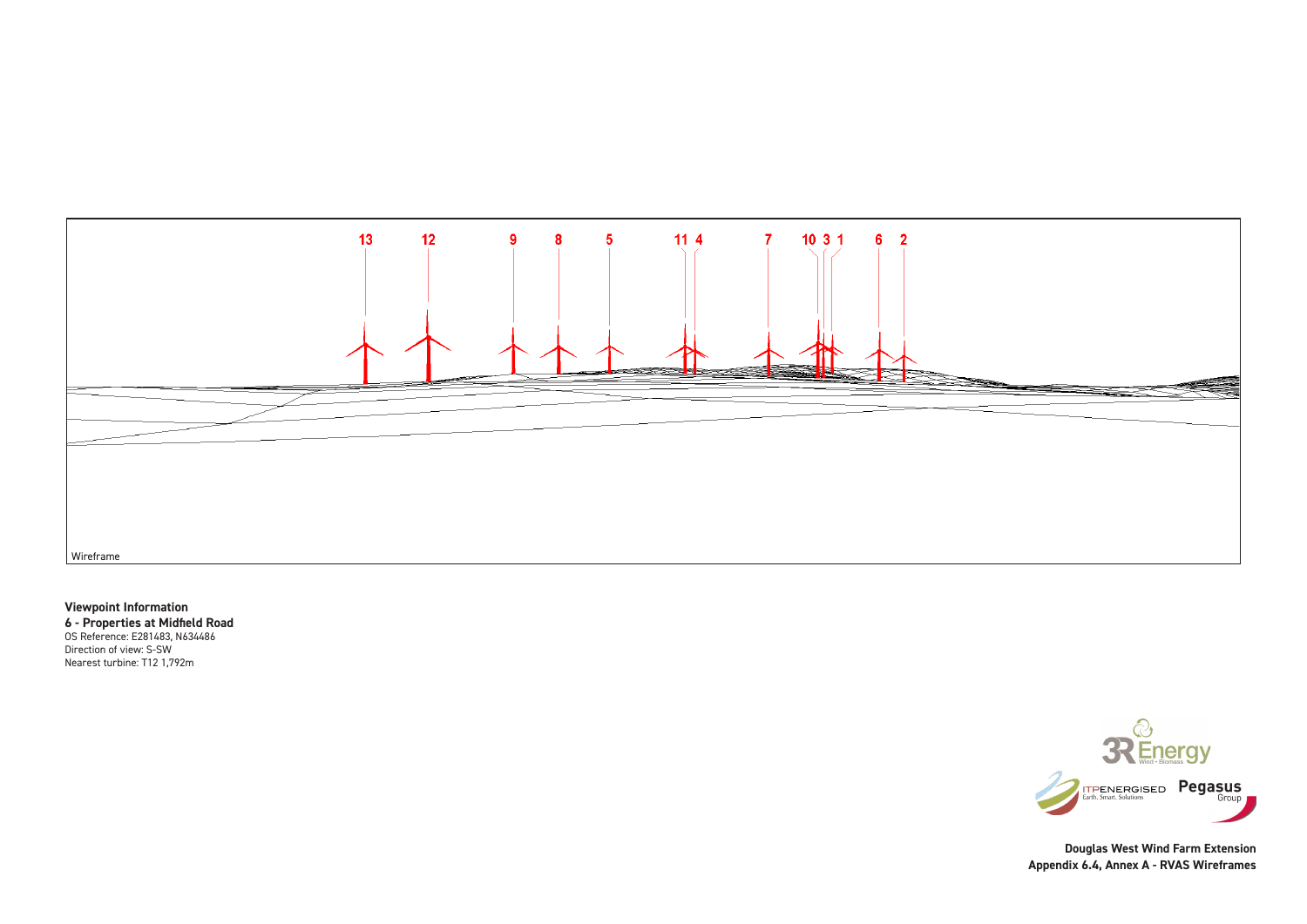13 12 9 8 5 11 4 7 10 3 1 6 2

Wireframe

**Viewpoint Information**
**6 - Properties at Midfield Road**
OS Reference: E281483, N634486
Direction of view: S-SW
Nearest turbine: T12 1,792m

**Douglas West Wind Farm Extension**
**Appendix 6.4, Annex A - RVAS Wireframes**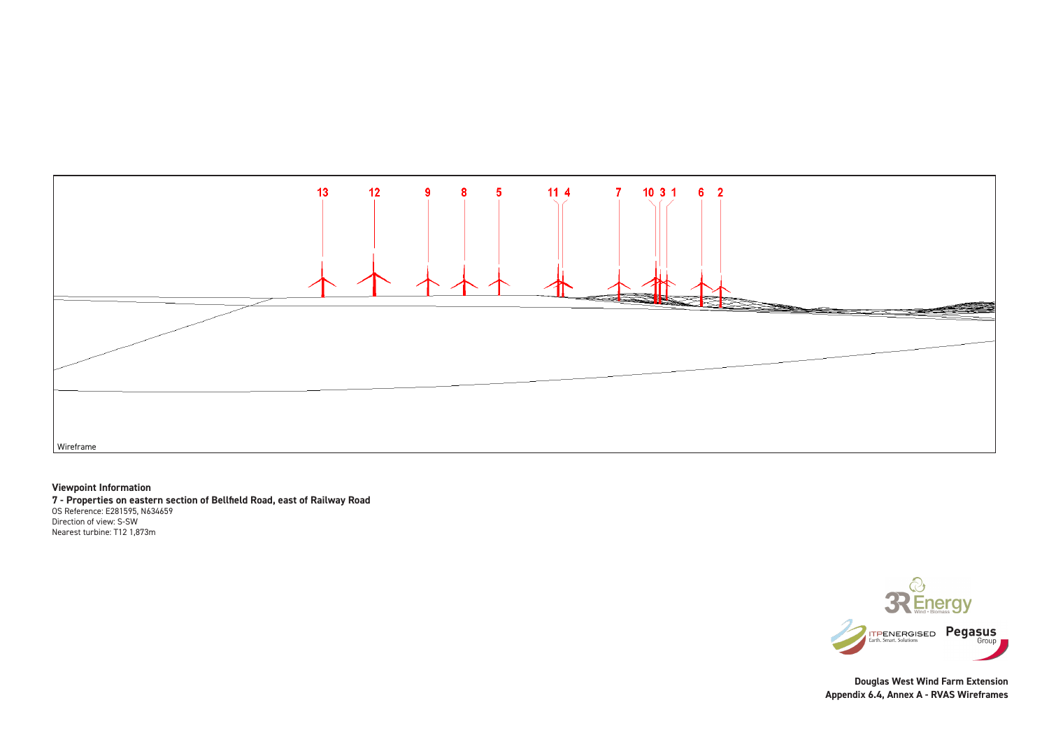13 12 9 8 5 11 4 7 10 3 1 6 2

Wireframe

**Viewpoint Information**

**7 - Properties on eastern section of Bellfield Road, east of Railway Road**

OS Reference: E281595, N634659

Direction of view: S-SW

Nearest turbine: T12 1,873m

**Douglas West Wind Farm Extension**

**Appendix 6.4, Annex A - RVAS Wireframes**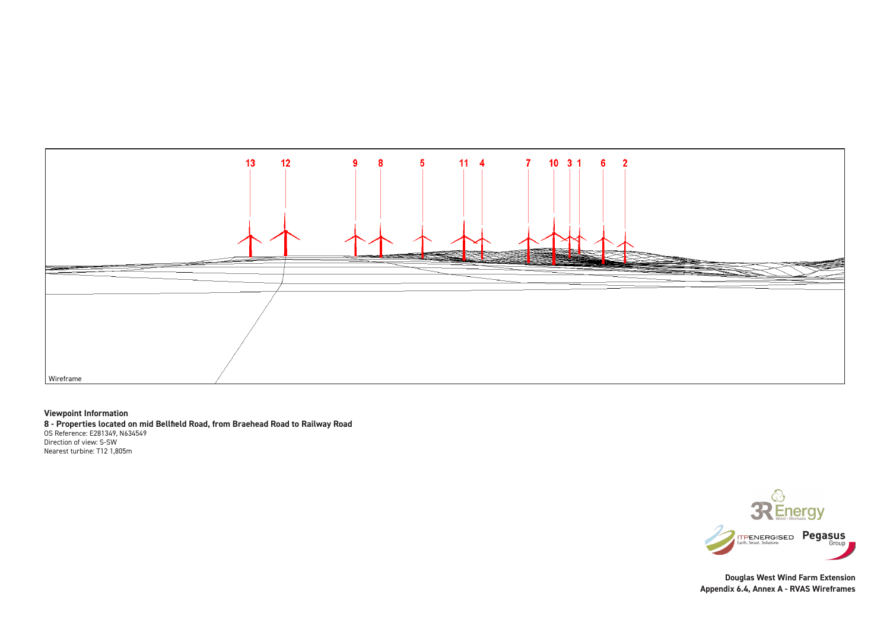13 12 9 8 5 11 4 7 10 3 1 6 2

Wireframe

**Viewpoint Information**

**8 - Properties located on mid Bellfield Road, from Braehead Road to Railway Road**

OS Reference: E281349, N634549

Direction of view: S-SW

Nearest turbine: T12 1,805m

**Douglas West Wind Farm Extension**

**Appendix 6.4, Annex A - RVAS Wireframes**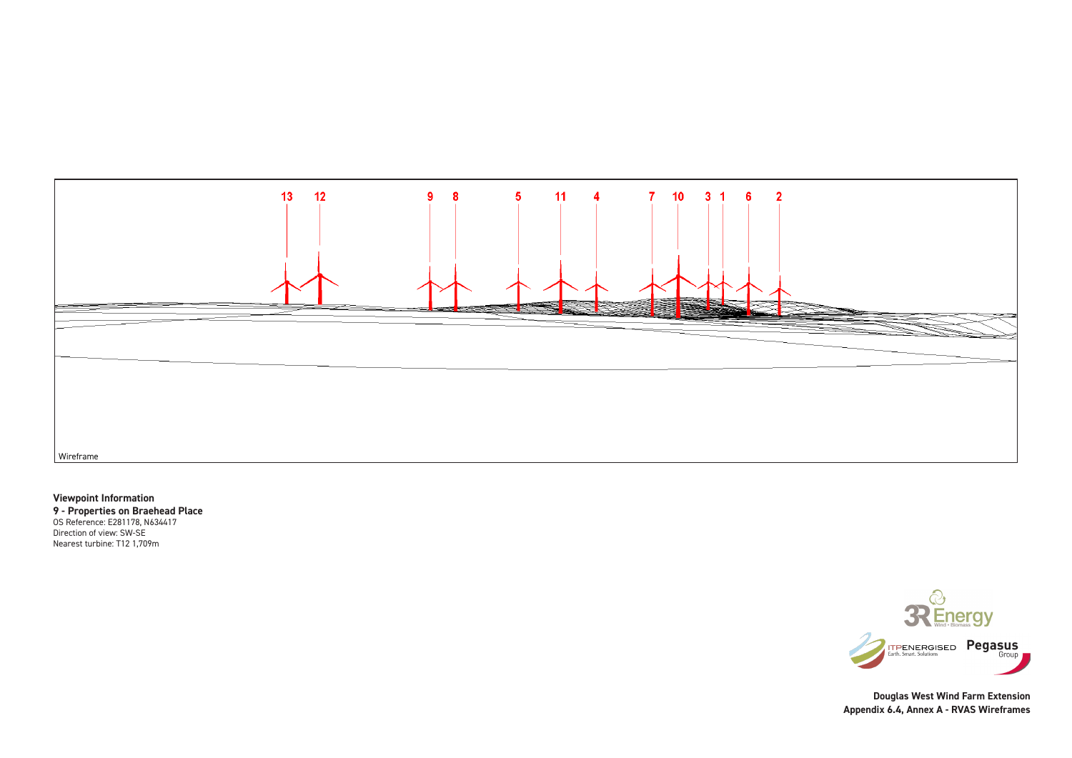13 12 9 8 5 11 4 7 10 3 1 6 2

Wireframe

**Viewpoint Information**

**9 - Properties on Braehead Place**

OS Reference: E281178, N634417

Direction of view: SW-SE

Nearest turbine: T12 1,709m

**Douglas West Wind Farm Extension**

**Appendix 6.4, Annex A - RVAS Wireframes**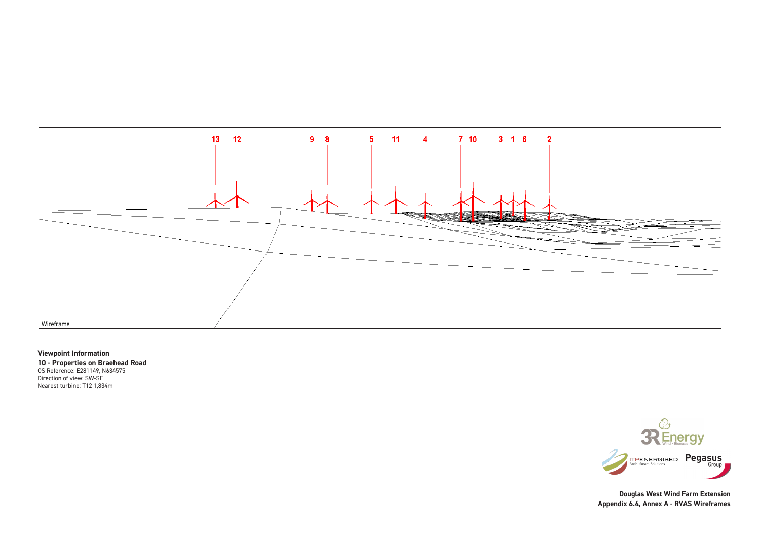13 12 9 8 5 11 4 7 10 3 1 6 2

Wireframe

**Viewpoint Information**
**10 - Properties on Braehead Road**
OS Reference: E281149, N634575
Direction of view: SW-SE
Nearest turbine: T12 1,834m

**Douglas West Wind Farm Extension**
**Appendix 6.4, Annex A - RVAS Wireframes**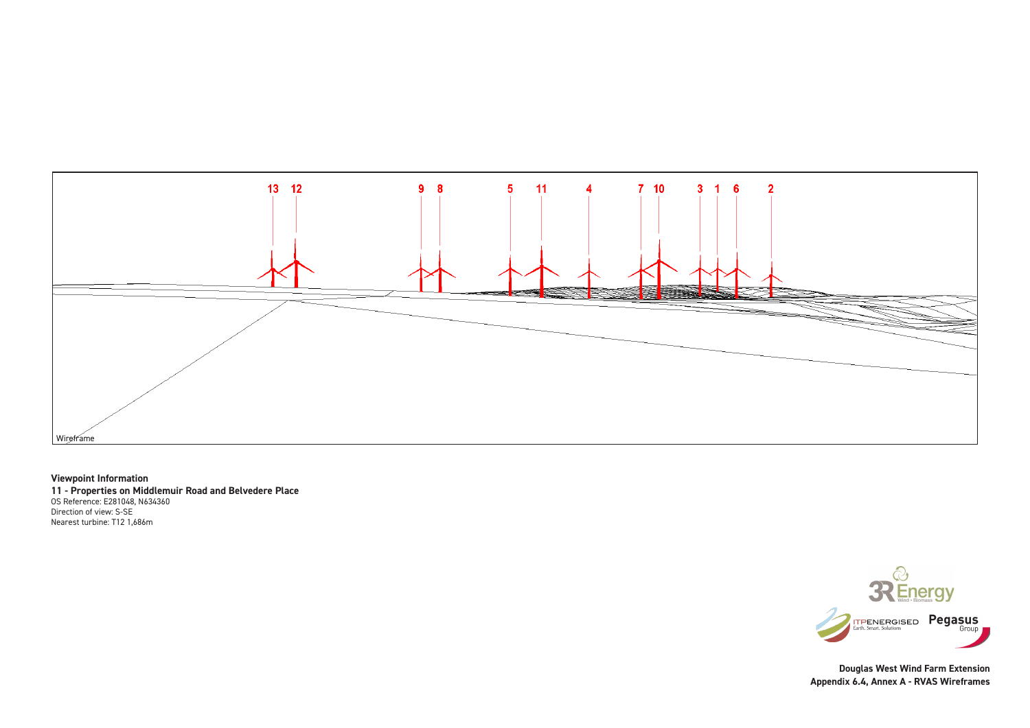13 12 9 8 5 11 4 7 10 3 1 6 2

Wireframe

**Viewpoint Information**

**11 - Properties on Middlemuir Road and Belvedere Place**

OS Reference: E281048, N634360

Direction of view: S-SE

Nearest turbine: T12 1,686m

**Douglas West Wind Farm Extension**

**Appendix 6.4, Annex A - RVAS Wireframes**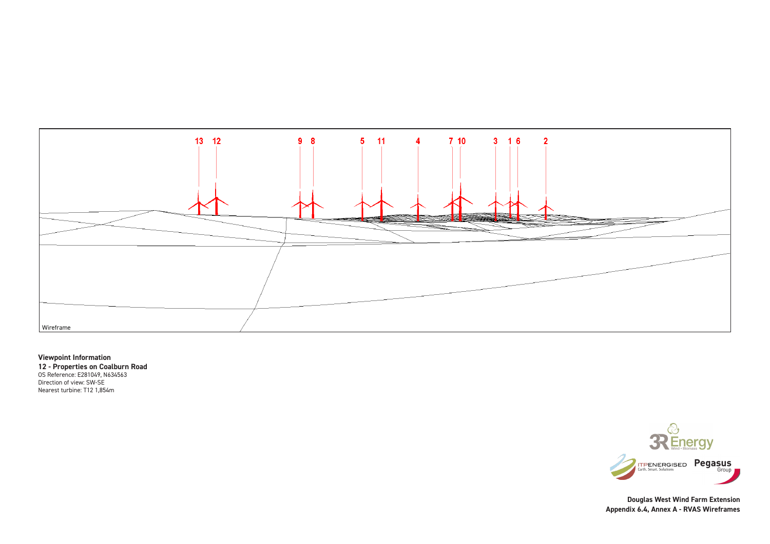13 12 9 8 5 11 4 7 10 3 1 6 2

Wireframe

**Viewpoint Information**

**12 - Properties on Coalburn Road**

OS Reference: E281049, N634563

Direction of view: SW-SE

Nearest turbine: T12 1,854m

3R Energy Wind • Biomass

ITPENERGISED Earth. Smart. Solutions

Pegasus Group

**Douglas West Wind Farm Extension**

**Appendix 6.4, Annex A - RVAS Wireframes**